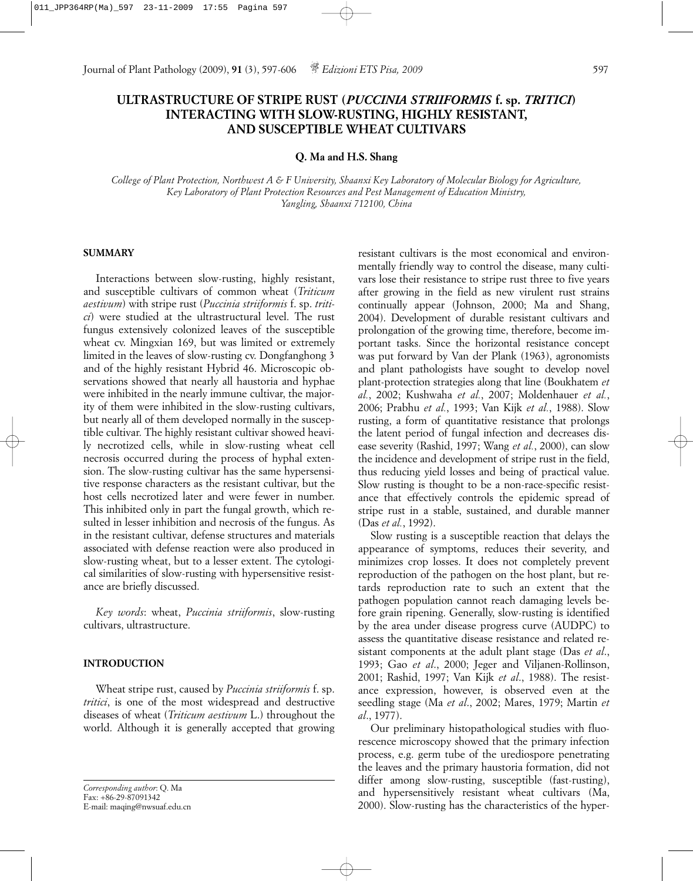# ULTRASTRUCTURE OF STRIPE RUST (*PUCCINIA STRIIFORMIS* f. sp. *TRITICI*) INTERACTING WITH SLOW-RUSTING, HIGHLY RESISTANT, AND SUSCEPTIBLE WHEAT CULTIVARS

**Q. Ma and H.S. Shang**

*College of Plant Protection, Northwest A & F University, Shaanxi Key Laboratory of Molecular Biology for Agriculture, Key Laboratory of Plant Protection Resources and Pest Management of Education Ministry, Yangling, Shaanxi 712100, China*

## SUMMARY

Interactions between slow-rusting, highly resistant, and susceptible cultivars of common wheat (*Triticum aestivum*) with stripe rust (*Puccinia striiformis* f. sp. *tritici*) were studied at the ultrastructural level. The rust fungus extensively colonized leaves of the susceptible wheat cv. Mingxian 169, but was limited or extremely limited in the leaves of slow-rusting cv. Dongfanghong 3 and of the highly resistant Hybrid 46. Microscopic observations showed that nearly all haustoria and hyphae were inhibited in the nearly immune cultivar, the majority of them were inhibited in the slow-rusting cultivars, but nearly all of them developed normally in the susceptible cultivar. The highly resistant cultivar showed heavily necrotized cells, while in slow-rusting wheat cell necrosis occurred during the process of hyphal extension. The slow-rusting cultivar has the same hypersensitive response characters as the resistant cultivar, but the host cells necrotized later and were fewer in number. This inhibited only in part the fungal growth, which resulted in lesser inhibition and necrosis of the fungus. As in the resistant cultivar, defense structures and materials associated with defense reaction were also produced in slow-rusting wheat, but to a lesser extent. The cytological similarities of slow-rusting with hypersensitive resistance are briefly discussed.

*Key words*: wheat, *Puccinia striiformis*, slow-rusting cultivars, ultrastructure.

## INTRODUCTION

Wheat stripe rust, caused by *Puccinia striiformis* f. sp. *tritici*, is one of the most widespread and destructive diseases of wheat (*Triticum aestivum* L.) throughout the world. Although it is generally accepted that growing resistant cultivars is the most economical and environmentally friendly way to control the disease, many cultivars lose their resistance to stripe rust three to five years after growing in the field as new virulent rust strains continually appear (Johnson, 2000; Ma and Shang, 2004). Development of durable resistant cultivars and prolongation of the growing time, therefore, become important tasks. Since the horizontal resistance concept was put forward by Van der Plank (1963), agronomists and plant pathologists have sought to develop novel plant-protection strategies along that line (Boukhatem *et al.*, 2002; Kushwaha *et al.*, 2007; Moldenhauer *et al.*, 2006; Prabhu *et al.*, 1993; Van Kijk *et al.*, 1988). Slow rusting, a form of quantitative resistance that prolongs the latent period of fungal infection and decreases disease severity (Rashid, 1997; Wang *et al.*, 2000), can slow the incidence and development of stripe rust in the field, thus reducing yield losses and being of practical value. Slow rusting is thought to be a non-race-specific resistance that effectively controls the epidemic spread of stripe rust in a stable, sustained, and durable manner (Das *et al.*, 1992).

Slow rusting is a susceptible reaction that delays the appearance of symptoms, reduces their severity, and minimizes crop losses. It does not completely prevent reproduction of the pathogen on the host plant, but retards reproduction rate to such an extent that the pathogen population cannot reach damaging levels before grain ripening. Generally, slow-rusting is identified by the area under disease progress curve (AUDPC) to assess the quantitative disease resistance and related resistant components at the adult plant stage (Das *et al*., 1993; Gao *et al*., 2000; Jeger and Viljanen-Rollinson, 2001; Rashid, 1997; Van Kijk *et al*., 1988). The resistance expression, however, is observed even at the seedling stage (Ma *et al*., 2002; Mares, 1979; Martin *et al*., 1977).

Our preliminary histopathological studies with fluorescence microscopy showed that the primary infection process, e.g. germ tube of the urediospore penetrating the leaves and the primary haustoria formation, did not differ among slow-rusting, susceptible (fast-rusting), and hypersensitively resistant wheat cultivars (Ma, 2000). Slow-rusting has the characteristics of the hyper-

*Corresponding author*: Q. Ma
Fax: +86-29-87091342
E-mail: maqing@nwsuaf.edu.cn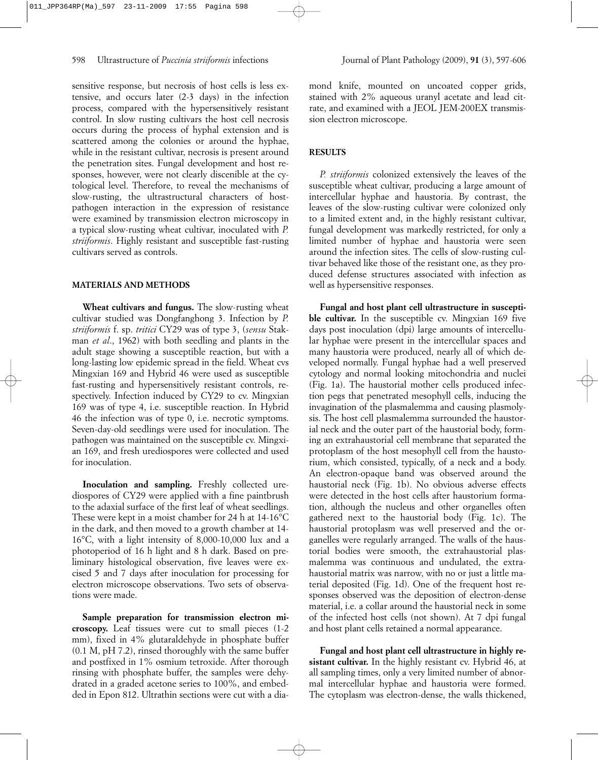sensitive response, but necrosis of host cells is less extensive, and occurs later (2-3 days) in the infection process, compared with the hypersensitively resistant control. In slow rusting cultivars the host cell necrosis occurs during the process of hyphal extension and is scattered among the colonies or around the hyphae, while in the resistant cultivar, necrosis is present around the penetration sites. Fungal development and host responses, however, were not clearly discenible at the cytological level. Therefore, to reveal the mechanisms of slow-rusting, the ultrastructural characters of host-pathogen interaction in the expression of resistance were examined by transmission electron microscopy in a typical slow-rusting wheat cultivar, inoculated with *P. striiformis*. Highly resistant and susceptible fast-rusting cultivars served as controls.

## MATERIALS AND METHODS

**Wheat cultivars and fungus.** The slow-rusting wheat cultivar studied was Dongfanghong 3. Infection by *P. striiformis* f. sp. *tritici* CY29 was of type 3, (*sensu* Stakman *et al*., 1962) with both seedling and plants in the adult stage showing a susceptible reaction, but with a long-lasting low epidemic spread in the field. Wheat cvs Mingxian 169 and Hybrid 46 were used as susceptible fast-rusting and hypersensitively resistant controls, respectively. Infection induced by CY29 to cv. Mingxian 169 was of type 4, i.e. susceptible reaction. In Hybrid 46 the infection was of type 0, i.e. necrotic symptoms. Seven-day-old seedlings were used for inoculation. The pathogen was maintained on the susceptible cv. Mingxian 169, and fresh urediospores were collected and used for inoculation.

**Inoculation and sampling.** Freshly collected urediospores of CY29 were applied with a fine paintbrush to the adaxial surface of the first leaf of wheat seedlings. These were kept in a moist chamber for 24 h at 14-16°C in the dark, and then moved to a growth chamber at 14-16°C, with a light intensity of 8,000-10,000 lux and a photoperiod of 16 h light and 8 h dark. Based on preliminary histological observation, five leaves were excised 5 and 7 days after inoculation for processing for electron microscope observations. Two sets of observations were made.

**Sample preparation for transmission electron microscopy.** Leaf tissues were cut to small pieces (1-2 mm), fixed in 4% glutaraldehyde in phosphate buffer (0.1 M, pH 7.2), rinsed thoroughly with the same buffer and postfixed in 1% osmium tetroxide. After thorough rinsing with phosphate buffer, the samples were dehydrated in a graded acetone series to 100%, and embedded in Epon 812. Ultrathin sections were cut with a diamond knife, mounted on uncoated copper grids, stained with 2% aqueous uranyl acetate and lead citrate, and examined with a JEOL JEM-200EX transmission electron microscope.

## RESULTS

*P. striiformis* colonized extensively the leaves of the susceptible wheat cultivar, producing a large amount of intercellular hyphae and haustoria. By contrast, the leaves of the slow-rusting cultivar were colonized only to a limited extent and, in the highly resistant cultivar, fungal development was markedly restricted, for only a limited number of hyphae and haustoria were seen around the infection sites. The cells of slow-rusting cultivar behaved like those of the resistant one, as they produced defense structures associated with infection as well as hypersensitive responses.

**Fungal and host plant cell ultrastructure in susceptible cultivar.** In the susceptible cv. Mingxian 169 five days post inoculation (dpi) large amounts of intercellular hyphae were present in the intercellular spaces and many haustoria were produced, nearly all of which developed normally. Fungal hyphae had a well preserved cytology and normal looking mitochondria and nuclei (Fig. 1a). The haustorial mother cells produced infection pegs that penetrated mesophyll cells, inducing the invagination of the plasmalemma and causing plasmolysis. The host cell plasmalemma surrounded the haustorial neck and the outer part of the haustorial body, forming an extrahaustorial cell membrane that separated the protoplasm of the host mesophyll cell from the haustorium, which consisted, typically, of a neck and a body. An electron-opaque band was observed around the haustorial neck (Fig. 1b). No obvious adverse effects were detected in the host cells after haustorium formation, although the nucleus and other organelles often gathered next to the haustorial body (Fig. 1c). The haustorial protoplasm was well preserved and the organelles were regularly arranged. The walls of the haustorial bodies were smooth, the extrahaustorial plasmalemma was continuous and undulated, the extrahaustorial matrix was narrow, with no or just a little material deposited (Fig. 1d). One of the frequent host responses observed was the deposition of electron-dense material, i.e. a collar around the haustorial neck in some of the infected host cells (not shown). At 7 dpi fungal and host plant cells retained a normal appearance.

**Fungal and host plant cell ultrastructure in highly resistant cultivar.** In the highly resistant cv. Hybrid 46, at all sampling times, only a very limited number of abnormal intercellular hyphae and haustoria were formed. The cytoplasm was electron-dense, the walls thickened,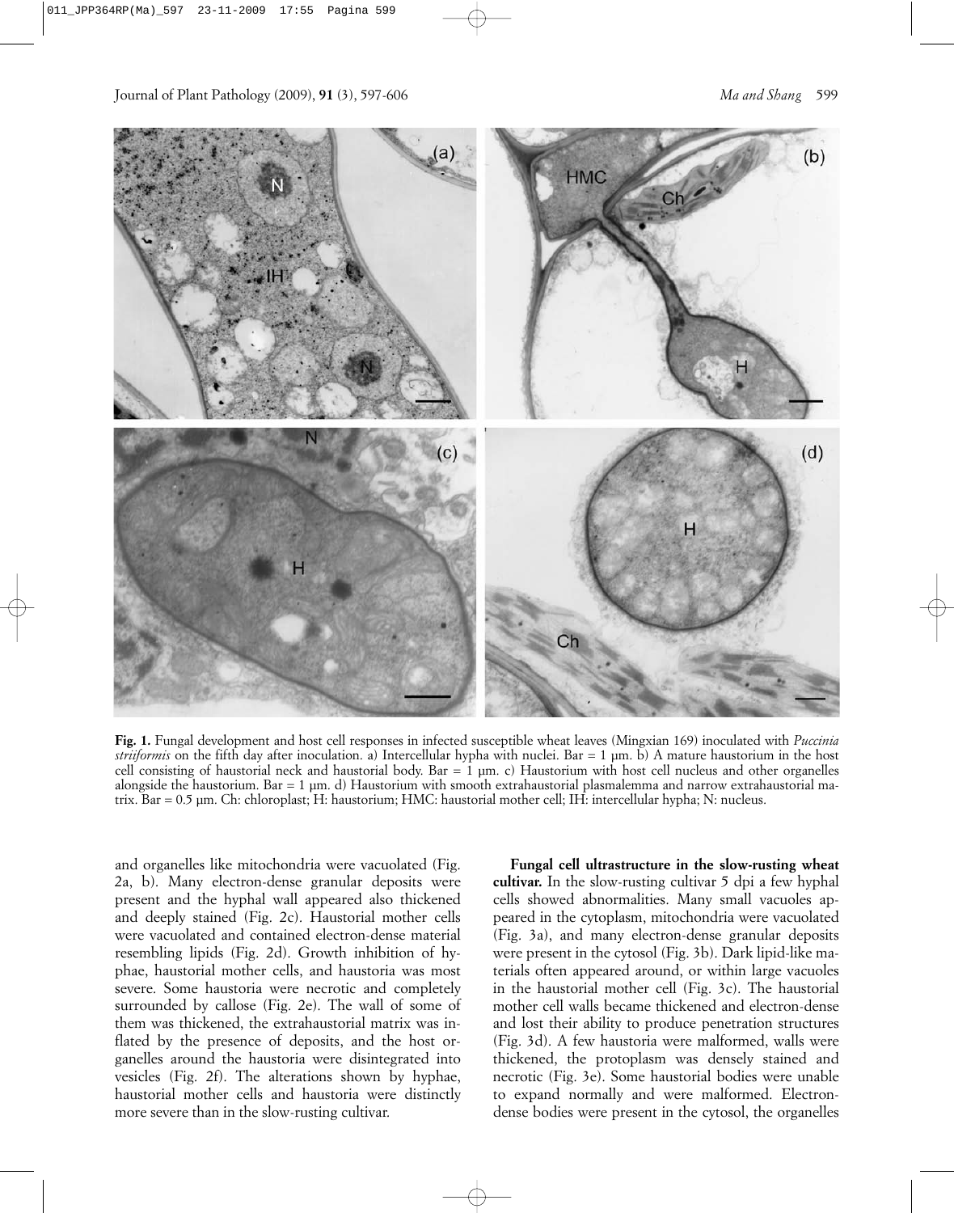**Fig. 1.** Fungal development and host cell responses in infected susceptible wheat leaves (Mingxian 169) inoculated with *Puccinia striiformis* on the fifth day after inoculation. a) Intercellular hypha with nuclei. Bar = 1 µm. b) A mature haustorium in the host cell consisting of haustorial neck and haustorial body. Bar = 1 µm. c) Haustorium with host cell nucleus and other organelles alongside the haustorium. Bar = 1 µm. d) Haustorium with smooth extrahaustorial plasmalemma and narrow extrahaustorial matrix. Bar = 0.5 µm. Ch: chloroplast; H: haustorium; HMC: haustorial mother cell; IH: intercellular hypha; N: nucleus.

and organelles like mitochondria were vacuolated (Fig. 2a, b). Many electron-dense granular deposits were present and the hyphal wall appeared also thickened and deeply stained (Fig. 2c). Haustorial mother cells were vacuolated and contained electron-dense material resembling lipids (Fig. 2d). Growth inhibition of hyphae, haustorial mother cells, and haustoria was most severe. Some haustoria were necrotic and completely surrounded by callose (Fig. 2e). The wall of some of them was thickened, the extrahaustorial matrix was inflated by the presence of deposits, and the host organelles around the haustoria were disintegrated into vesicles (Fig. 2f). The alterations shown by hyphae, haustorial mother cells and haustoria were distinctly more severe than in the slow-rusting cultivar.

**Fungal cell ultrastructure in the slow-rusting wheat cultivar.** In the slow-rusting cultivar 5 dpi a few hyphal cells showed abnormalities. Many small vacuoles appeared in the cytoplasm, mitochondria were vacuolated (Fig. 3a), and many electron-dense granular deposits were present in the cytosol (Fig. 3b). Dark lipid-like materials often appeared around, or within large vacuoles in the haustorial mother cell (Fig. 3c). The haustorial mother cell walls became thickened and electron-dense and lost their ability to produce penetration structures (Fig. 3d). A few haustoria were malformed, walls were thickened, the protoplasm was densely stained and necrotic (Fig. 3e). Some haustorial bodies were unable to expand normally and were malformed. Electron-dense bodies were present in the cytosol, the organelles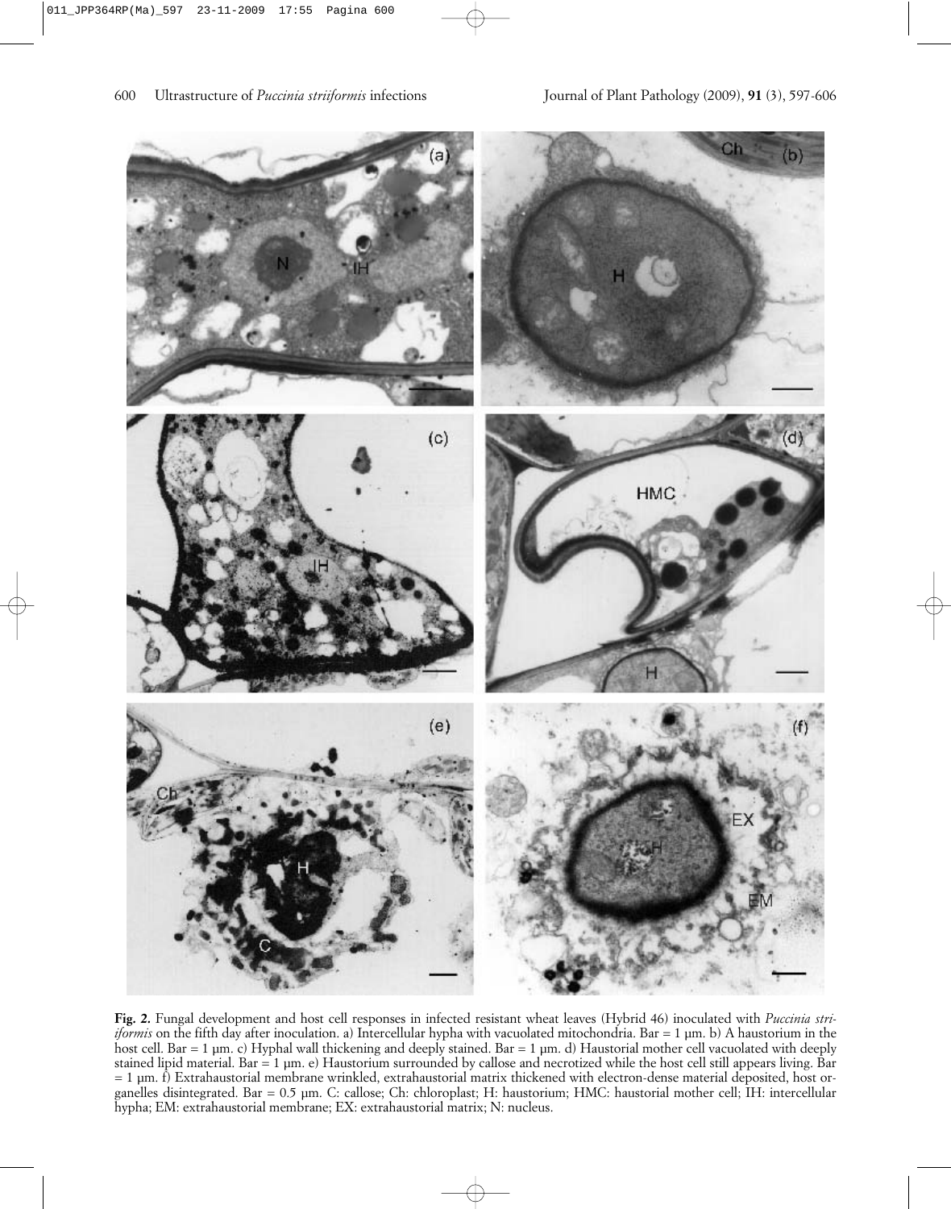**Fig. 2.** Fungal development and host cell responses in infected resistant wheat leaves (Hybrid 46) inoculated with *Puccinia striiformis* on the fifth day after inoculation. a) Intercellular hypha with vacuolated mitochondria. Bar = 1 µm. b) A haustorium in the host cell. Bar = 1 µm. c) Hyphal wall thickening and deeply stained. Bar = 1 µm. d) Haustorial mother cell vacuolated with deeply stained lipid material. Bar = 1 µm. e) Haustorium surrounded by callose and necrotized while the host cell still appears living. Bar = 1 µm. f) Extrahaustorial membrane wrinkled, extrahaustorial matrix thickened with electron-dense material deposited, host organelles disintegrated. Bar = 0.5 µm. C: callose; Ch: chloroplast; H: haustorium; HMC: haustorial mother cell; IH: intercellular hypha; EM: extrahaustorial membrane; EX: extrahaustorial matrix; N: nucleus.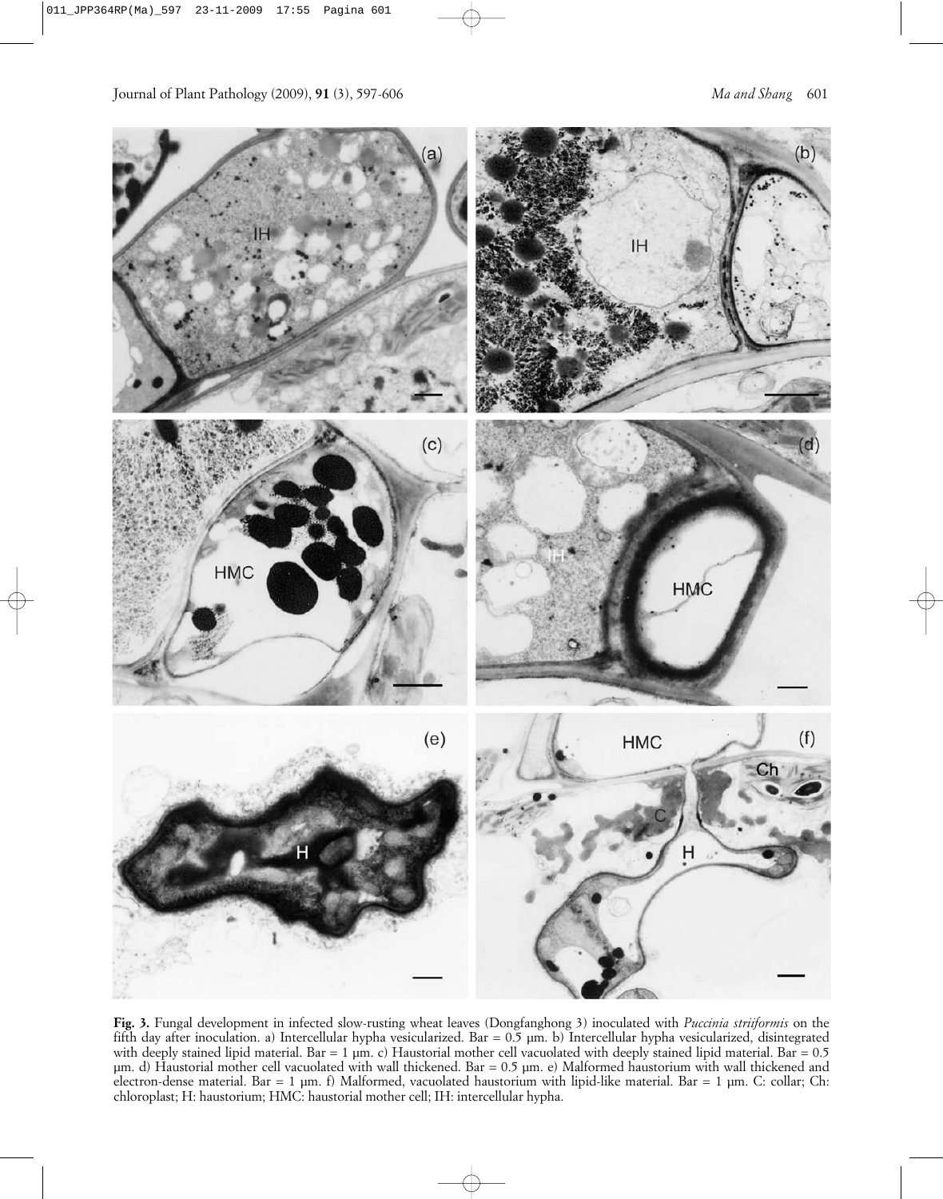**Fig. 3.** Fungal development in infected slow-rusting wheat leaves (Dongfanghong 3) inoculated with *Puccinia striiformis* on the fifth day after inoculation. a) Intercellular hypha vesicularized. Bar = 0.5 µm. b) Intercellular hypha vesicularized, disintegrated with deeply stained lipid material. Bar = 1 µm. c) Haustorial mother cell vacuolated with deeply stained lipid material. Bar = 0.5 µm. d) Haustorial mother cell vacuolated with wall thickened. Bar = 0.5 µm. e) Malformed haustorium with wall thickened and electron-dense material. Bar = 1 µm. f) Malformed, vacuolated haustorium with lipid-like material. Bar = 1 µm. C: collar; Ch: chloroplast; H: haustorium; HMC: haustorial mother cell; IH: intercellular hypha.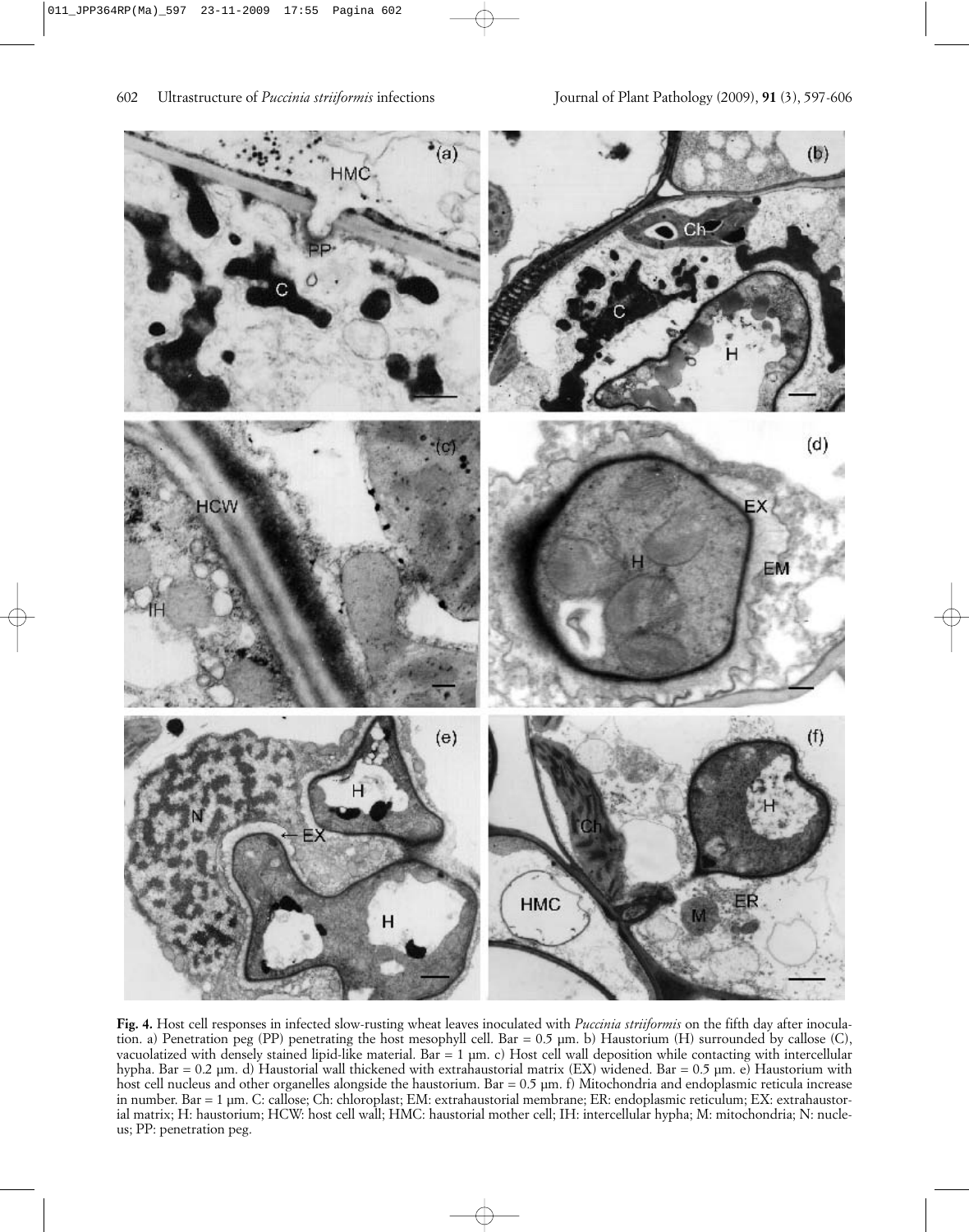**Fig. 4.** Host cell responses in infected slow-rusting wheat leaves inoculated with *Puccinia striiformis* on the fifth day after inoculation. a) Penetration peg (PP) penetrating the host mesophyll cell. Bar = 0.5 µm. b) Haustorium (H) surrounded by callose (C), vacuolatized with densely stained lipid-like material. Bar = 1 µm. c) Host cell wall deposition while contacting with intercellular hypha. Bar = 0.2 µm. d) Haustorial wall thickened with extrahaustorial matrix (EX) widened. Bar = 0.5 µm. e) Haustorium with host cell nucleus and other organelles alongside the haustorium. Bar = 0.5 µm. f) Mitochondria and endoplasmic reticula increase in number. Bar = 1 µm. C: callose; Ch: chloroplast; EM: extrahaustorial membrane; ER: endoplasmic reticulum; EX: extrahaustorial matrix; H: haustorium; HCW: host cell wall; HMC: haustorial mother cell; IH: intercellular hypha; M: mitochondria; N: nucleus; PP: penetration peg.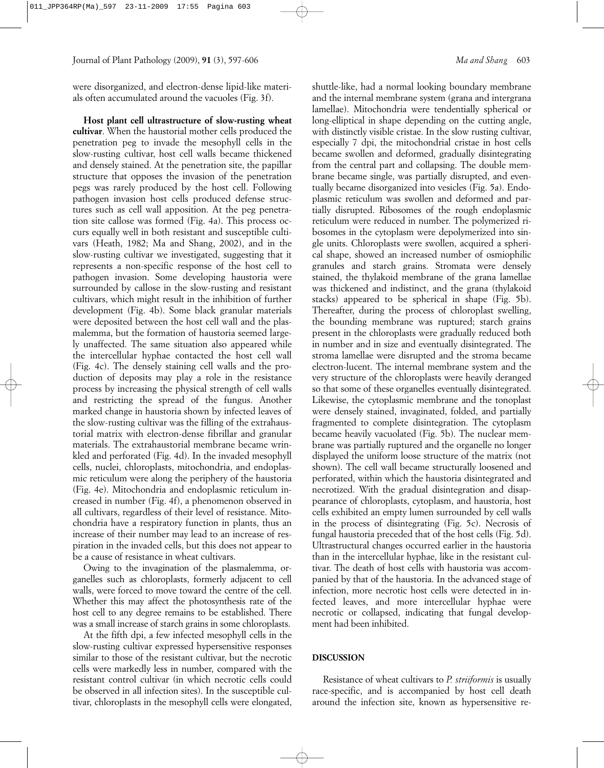were disorganized, and electron-dense lipid-like materials often accumulated around the vacuoles (Fig. 3f).

**Host plant cell ultrastructure of slow-rusting wheat cultivar**. When the haustorial mother cells produced the penetration peg to invade the mesophyll cells in the slow-rusting cultivar, host cell walls became thickened and densely stained. At the penetration site, the papillar structure that opposes the invasion of the penetration pegs was rarely produced by the host cell. Following pathogen invasion host cells produced defense structures such as cell wall apposition. At the peg penetration site callose was formed (Fig. 4a). This process occurs equally well in both resistant and susceptible cultivars (Heath, 1982; Ma and Shang, 2002), and in the slow-rusting cultivar we investigated, suggesting that it represents a non-specific response of the host cell to pathogen invasion. Some developing haustoria were surrounded by callose in the slow-rusting and resistant cultivars, which might result in the inhibition of further development (Fig. 4b). Some black granular materials were deposited between the host cell wall and the plasmalemma, but the formation of haustoria seemed largely unaffected. The same situation also appeared while the intercellular hyphae contacted the host cell wall (Fig. 4c). The densely staining cell walls and the production of deposits may play a role in the resistance process by increasing the physical strength of cell walls and restricting the spread of the fungus. Another marked change in haustoria shown by infected leaves of the slow-rusting cultivar was the filling of the extrahaustorial matrix with electron-dense fibrillar and granular materials. The extrahaustorial membrane became wrinkled and perforated (Fig. 4d). In the invaded mesophyll cells, nuclei, chloroplasts, mitochondria, and endoplasmic reticulum were along the periphery of the haustoria (Fig. 4e). Mitochondria and endoplasmic reticulum increased in number (Fig. 4f), a phenomenon observed in all cultivars, regardless of their level of resistance. Mitochondria have a respiratory function in plants, thus an increase of their number may lead to an increase of respiration in the invaded cells, but this does not appear to be a cause of resistance in wheat cultivars.

Owing to the invagination of the plasmalemma, organelles such as chloroplasts, formerly adjacent to cell walls, were forced to move toward the centre of the cell. Whether this may affect the photosynthesis rate of the host cell to any degree remains to be established. There was a small increase of starch grains in some chloroplasts.

At the fifth dpi, a few infected mesophyll cells in the slow-rusting cultivar expressed hypersensitive responses similar to those of the resistant cultivar, but the necrotic cells were markedly less in number, compared with the resistant control cultivar (in which necrotic cells could be observed in all infection sites). In the susceptible cultivar, chloroplasts in the mesophyll cells were elongated, shuttle-like, had a normal looking boundary membrane and the internal membrane system (grana and intergrana lamellae). Mitochondria were tendentially spherical or long-elliptical in shape depending on the cutting angle, with distinctly visible cristae. In the slow rusting cultivar, especially 7 dpi, the mitochondrial cristae in host cells became swollen and deformed, gradually disintegrating from the central part and collapsing. The double membrane became single, was partially disrupted, and eventually became disorganized into vesicles (Fig. 5a). Endoplasmic reticulum was swollen and deformed and partially disrupted. Ribosomes of the rough endoplasmic reticulum were reduced in number. The polymerized ribosomes in the cytoplasm were depolymerized into single units. Chloroplasts were swollen, acquired a spherical shape, showed an increased number of osmiophilic granules and starch grains. Stromata were densely stained, the thylakoid membrane of the grana lamellae was thickened and indistinct, and the grana (thylakoid stacks) appeared to be spherical in shape (Fig. 5b). Thereafter, during the process of chloroplast swelling, the bounding membrane was ruptured; starch grains present in the chloroplasts were gradually reduced both in number and in size and eventually disintegrated. The stroma lamellae were disrupted and the stroma became electron-lucent. The internal membrane system and the very structure of the chloroplasts were heavily deranged so that some of these organelles eventually disintegrated. Likewise, the cytoplasmic membrane and the tonoplast were densely stained, invaginated, folded, and partially fragmented to complete disintegration. The cytoplasm became heavily vacuolated (Fig. 5b). The nuclear membrane was partially ruptured and the organelle no longer displayed the uniform loose structure of the matrix (not shown). The cell wall became structurally loosened and perforated, within which the haustoria disintegrated and necrotized. With the gradual disintegration and disappearance of chloroplasts, cytoplasm, and haustoria, host cells exhibited an empty lumen surrounded by cell walls in the process of disintegrating (Fig. 5c). Necrosis of fungal haustoria preceded that of the host cells (Fig. 5d). Ultrastructural changes occurred earlier in the haustoria than in the intercellular hyphae, like in the resistant cultivar. The death of host cells with haustoria was accompanied by that of the haustoria. In the advanced stage of infection, more necrotic host cells were detected in infected leaves, and more intercellular hyphae were necrotic or collapsed, indicating that fungal development had been inhibited.

## DISCUSSION

Resistance of wheat cultivars to *P. striiformis* is usually race-specific, and is accompanied by host cell death around the infection site, known as hypersensitive re-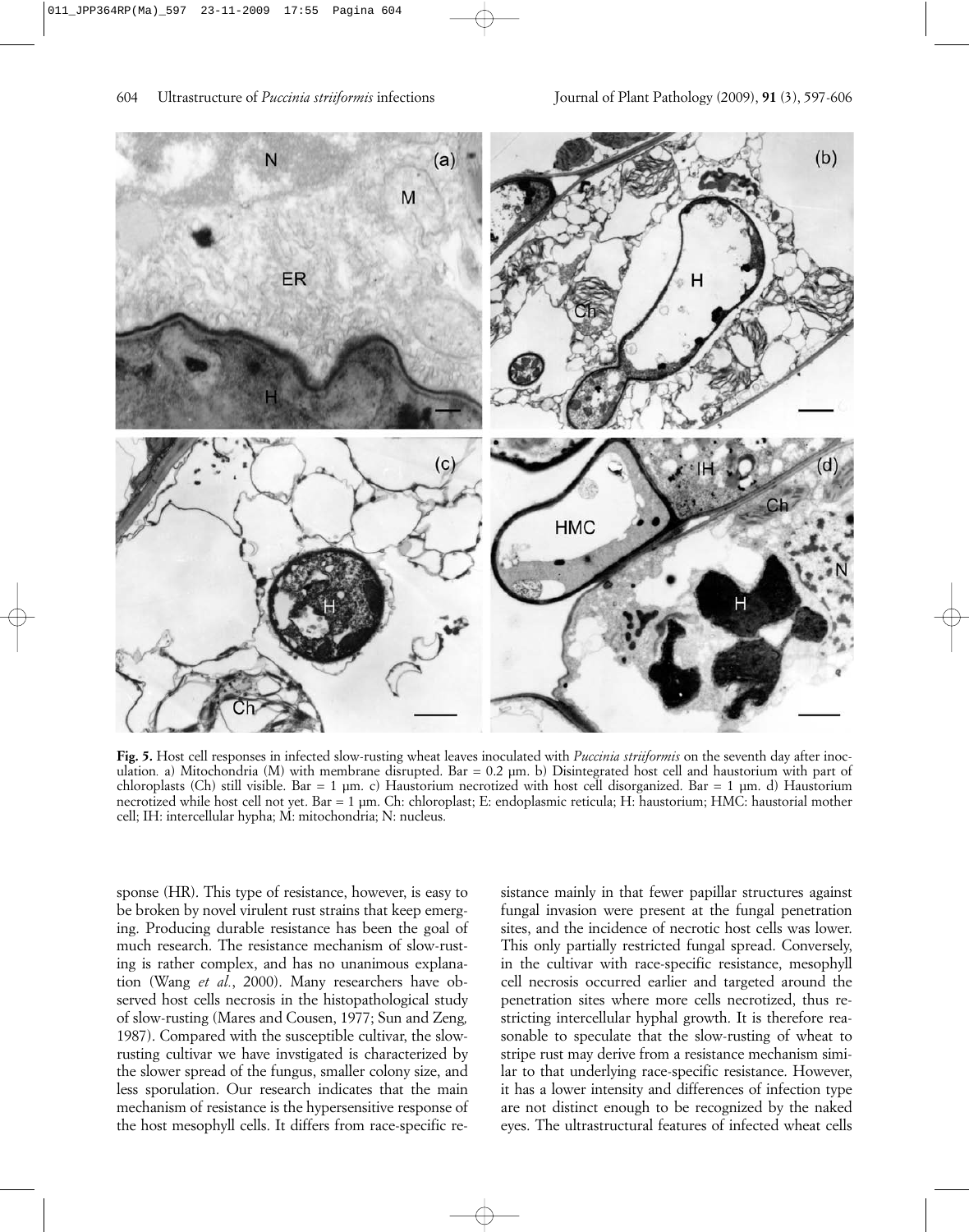**Fig. 5.** Host cell responses in infected slow-rusting wheat leaves inoculated with *Puccinia striiformis* on the seventh day after inoculation. a) Mitochondria (M) with membrane disrupted. Bar = 0.2 µm. b) Disintegrated host cell and haustorium with part of chloroplasts (Ch) still visible. Bar = 1 µm. c) Haustorium necrotized with host cell disorganized. Bar = 1 µm. d) Haustorium necrotized while host cell not yet. Bar = 1 µm. Ch: chloroplast; E: endoplasmic reticula; H: haustorium; HMC: haustorial mother cell; IH: intercellular hypha; M: mitochondria; N: nucleus.

sponse (HR). This type of resistance, however, is easy to be broken by novel virulent rust strains that keep emerging. Producing durable resistance has been the goal of much research. The resistance mechanism of slow-rusting is rather complex, and has no unanimous explanation (Wang *et al.*, 2000). Many researchers have observed host cells necrosis in the histopathological study of slow-rusting (Mares and Cousen, 1977; Sun and Zeng, 1987). Compared with the susceptible cultivar, the slow-rusting cultivar we have invstigated is characterized by the slower spread of the fungus, smaller colony size, and less sporulation. Our research indicates that the main mechanism of resistance is the hypersensitive response of the host mesophyll cells. It differs from race-specific resistance mainly in that fewer papillar structures against fungal invasion were present at the fungal penetration sites, and the incidence of necrotic host cells was lower. This only partially restricted fungal spread. Conversely, in the cultivar with race-specific resistance, mesophyll cell necrosis occurred earlier and targeted around the penetration sites where more cells necrotized, thus restricting intercellular hyphal growth. It is therefore reasonable to speculate that the slow-rusting of wheat to stripe rust may derive from a resistance mechanism similar to that underlying race-specific resistance. However, it has a lower intensity and differences of infection type are not distinct enough to be recognized by the naked eyes. The ultrastructural features of infected wheat cells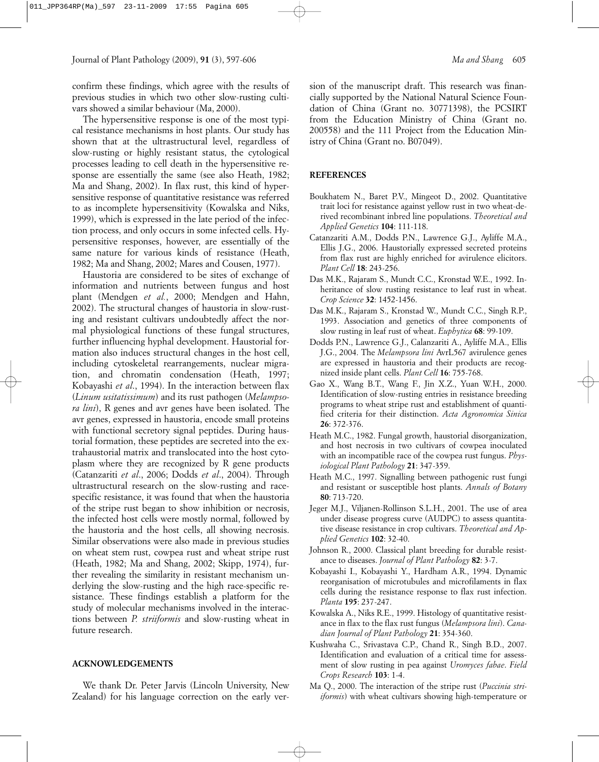confirm these findings, which agree with the results of previous studies in which two other slow-rusting cultivars showed a similar behaviour (Ma, 2000).

The hypersensitive response is one of the most typical resistance mechanisms in host plants. Our study has shown that at the ultrastructural level, regardless of slow-rusting or highly resistant status, the cytological processes leading to cell death in the hypersensitive response are essentially the same (see also Heath, 1982; Ma and Shang, 2002). In flax rust, this kind of hypersensitive response of quantitative resistance was referred to as incomplete hypersensitivity (Kowalska and Niks, 1999), which is expressed in the late period of the infection process, and only occurs in some infected cells. Hypersensitive responses, however, are essentially of the same nature for various kinds of resistance (Heath, 1982; Ma and Shang, 2002; Mares and Cousen, 1977).

Haustoria are considered to be sites of exchange of information and nutrients between fungus and host plant (Mendgen *et al.*, 2000; Mendgen and Hahn, 2002). The structural changes of haustoria in slow-rusting and resistant cultivars undoubtedly affect the normal physiological functions of these fungal structures, further influencing hyphal development. Haustorial formation also induces structural changes in the host cell, including cytoskeletal rearrangements, nuclear migration, and chromatin condensation (Heath, 1997; Kobayashi *et al.*, 1994). In the interaction between flax (*Linum usitatissimum*) and its rust pathogen (*Melampsora lini*), R genes and avr genes have been isolated. The avr genes, expressed in haustoria, encode small proteins with functional secretory signal peptides. During haustorial formation, these peptides are secreted into the extrahaustorial matrix and translocated into the host cytoplasm where they are recognized by R gene products (Catanzariti *et al*., 2006; Dodds *et al*., 2004). Through ultrastructural research on the slow-rusting and race-specific resistance, it was found that when the haustoria of the stripe rust began to show inhibition or necrosis, the infected host cells were mostly normal, followed by the haustoria and the host cells, all showing necrosis. Similar observations were also made in previous studies on wheat stem rust, cowpea rust and wheat stripe rust (Heath, 1982; Ma and Shang, 2002; Skipp, 1974), further revealing the similarity in resistant mechanism underlying the slow-rusting and the high race-specific resistance. These findings establish a platform for the study of molecular mechanisms involved in the interactions between *P. striiformis* and slow-rusting wheat in future research.

## ACKNOWLEDGEMENTS

We thank Dr. Peter Jarvis (Lincoln University, New Zealand) for his language correction on the early version of the manuscript draft. This research was financially supported by the National Natural Science Foundation of China (Grant no. 30771398), the PCSIRT from the Education Ministry of China (Grant no. 200558) and the 111 Project from the Education Ministry of China (Grant no. B07049).

## REFERENCES

Boukhatem N., Baret P.V., Mingeot D., 2002. Quantitative trait loci for resistance against yellow rust in two wheat-derived recombinant inbred line populations. *Theoretical and Applied Genetics* **104**: 111-118.

Catanzariti A.M., Dodds P.N., Lawrence G.J., Ayliffe M.A., Ellis J.G., 2006. Haustorially expressed secreted proteins from flax rust are highly enriched for avirulence elicitors. *Plant Cell* **18**: 243-256.

Das M.K., Rajaram S., Mundt C.C., Kronstad W.E., 1992. Inheritance of slow rusting resistance to leaf rust in wheat. *Crop Science* **32**: 1452-1456.

Das M.K., Rajaram S., Kronstad W., Mundt C.C., Singh R.P., 1993. Association and genetics of three components of slow rusting in leaf rust of wheat. *Euphytica* **68**: 99-109.

Dodds P.N., Lawrence G.J., Calanzariti A., Ayliffe M.A., Ellis J.G., 2004. The *Melampsora lini* AvrL567 avirulence genes are expressed in haustoria and their products are recognized inside plant cells. *Plant Cell* **16**: 755-768.

Gao X., Wang B.T., Wang F., Jin X.Z., Yuan W.H., 2000. Identification of slow-rusting entries in resistance breeding programs to wheat stripe rust and establishment of quantified criteria for their distinction. *Acta Agronomica Sinica* **26**: 372-376.

Heath M.C., 1982. Fungal growth, haustorial disorganization, and host necrosis in two cultivars of cowpea inoculated with an incompatible race of the cowpea rust fungus. *Physiological Plant Pathology* **21**: 347-359.

Heath M.C., 1997. Signalling between pathogenic rust fungi and resistant or susceptible host plants. *Annals of Botany* **80**: 713-720.

Jeger M.J., Viljanen-Rollinson S.L.H., 2001. The use of area under disease progress curve (AUDPC) to assess quantitative disease resistance in crop cultivars. *Theoretical and Applied Genetics* **102**: 32-40.

Johnson R., 2000. Classical plant breeding for durable resistance to diseases. *Journal of Plant Pathology* **82**: 3-7.

Kobayashi I., Kobayashi Y., Hardham A.R., 1994. Dynamic reorganisation of microtubules and microfilaments in flax cells during the resistance response to flax rust infection. *Planta* **195**: 237-247.

Kowalska A., Niks R.E., 1999. Histology of quantitative resistance in flax to the flax rust fungus (*Melampsora lini*). *Canadian Journal of Plant Pathology* **21**: 354-360.

Kushwaha C., Srivastava C.P., Chand R., Singh B.D., 2007. Identification and evaluation of a critical time for assessment of slow rusting in pea against *Uromyces fabae*. *Field Crops Research* **103**: 1-4.

Ma Q., 2000. The interaction of the stripe rust (*Puccinia striiformis*) with wheat cultivars showing high-temperature or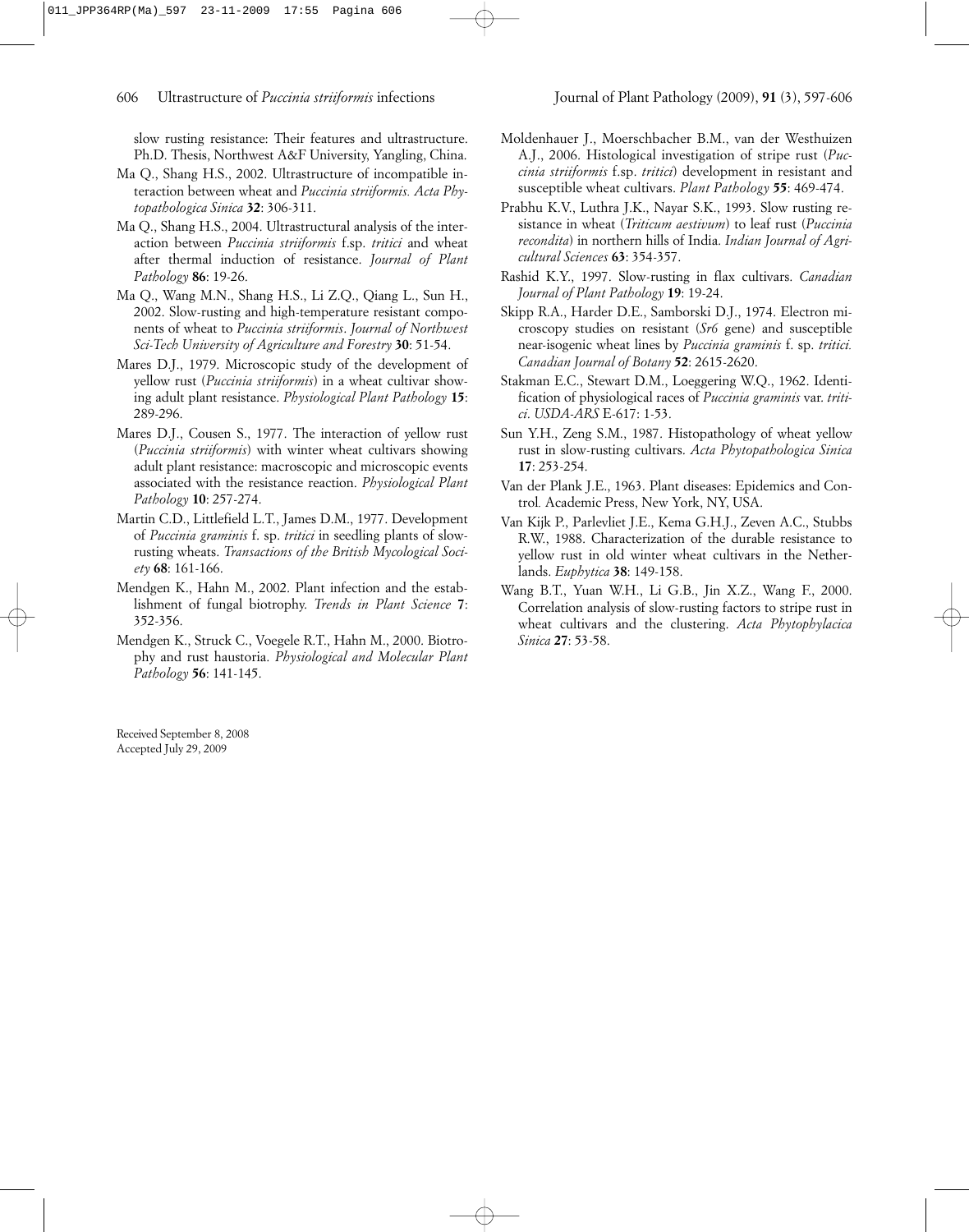slow rusting resistance: Their features and ultrastructure. Ph.D. Thesis, Northwest A&F University, Yangling, China.

Ma Q., Shang H.S., 2002. Ultrastructure of incompatible interaction between wheat and *Puccinia striiformis. Acta Phytopathologica Sinica* **32**: 306-311.

Ma Q., Shang H.S., 2004. Ultrastructural analysis of the interaction between *Puccinia striiformis* f.sp. *tritici* and wheat after thermal induction of resistance. *Journal of Plant Pathology* **86**: 19-26.

Ma Q., Wang M.N., Shang H.S., Li Z.Q., Qiang L., Sun H., 2002. Slow-rusting and high-temperature resistant components of wheat to *Puccinia striiformis*. *Journal of Northwest Sci-Tech University of Agriculture and Forestry* **30**: 51-54.

Mares D.J., 1979. Microscopic study of the development of yellow rust (*Puccinia striiformis*) in a wheat cultivar showing adult plant resistance. *Physiological Plant Pathology* **15**: 289-296.

Mares D.J., Cousen S., 1977. The interaction of yellow rust (*Puccinia striiformis*) with winter wheat cultivars showing adult plant resistance: macroscopic and microscopic events associated with the resistance reaction. *Physiological Plant Pathology* **10**: 257-274.

Martin C.D., Littlefield L.T., James D.M., 1977. Development of *Puccinia graminis* f. sp. *tritici* in seedling plants of slow-rusting wheats. *Transactions of the British Mycological Society* **68**: 161-166.

Mendgen K., Hahn M., 2002. Plant infection and the establishment of fungal biotrophy. *Trends in Plant Science* **7**: 352-356.

Mendgen K., Struck C., Voegele R.T., Hahn M., 2000. Biotrophy and rust haustoria. *Physiological and Molecular Plant Pathology* **56**: 141-145.

Moldenhauer J., Moerschbacher B.M., van der Westhuizen A.J., 2006. Histological investigation of stripe rust (*Puccinia striiformis* f.sp. *tritici*) development in resistant and susceptible wheat cultivars. *Plant Pathology* **55**: 469-474.

Prabhu K.V., Luthra J.K., Nayar S.K., 1993. Slow rusting resistance in wheat (*Triticum aestivum*) to leaf rust (*Puccinia recondita*) in northern hills of India. *Indian Journal of Agricultural Sciences* **63**: 354-357.

Rashid K.Y., 1997. Slow-rusting in flax cultivars. *Canadian Journal of Plant Pathology* **19**: 19-24.

Skipp R.A., Harder D.E., Samborski D.J., 1974. Electron microscopy studies on resistant (*Sr6* gene) and susceptible near-isogenic wheat lines by *Puccinia graminis* f. sp. *tritici. Canadian Journal of Botany* **52**: 2615-2620.

Stakman E.C., Stewart D.M., Loeggering W.Q., 1962. Identification of physiological races of *Puccinia graminis* var. *tritici*. *USDA-ARS* E-617: 1-53.

Sun Y.H., Zeng S.M., 1987. Histopathology of wheat yellow rust in slow-rusting cultivars. *Acta Phytopathologica Sinica* **17**: 253-254.

Van der Plank J.E., 1963. Plant diseases: Epidemics and Control. Academic Press, New York, NY, USA.

Van Kijk P., Parlevliet J.E., Kema G.H.J., Zeven A.C., Stubbs R.W., 1988. Characterization of the durable resistance to yellow rust in old winter wheat cultivars in the Netherlands. *Euphytica* **38**: 149-158.

Wang B.T., Yuan W.H., Li G.B., Jin X.Z., Wang F., 2000. Correlation analysis of slow-rusting factors to stripe rust in wheat cultivars and the clustering. *Acta Phytophylacica Sinica* **27**: 53-58.

Received September 8, 2008
Accepted July 29, 2009